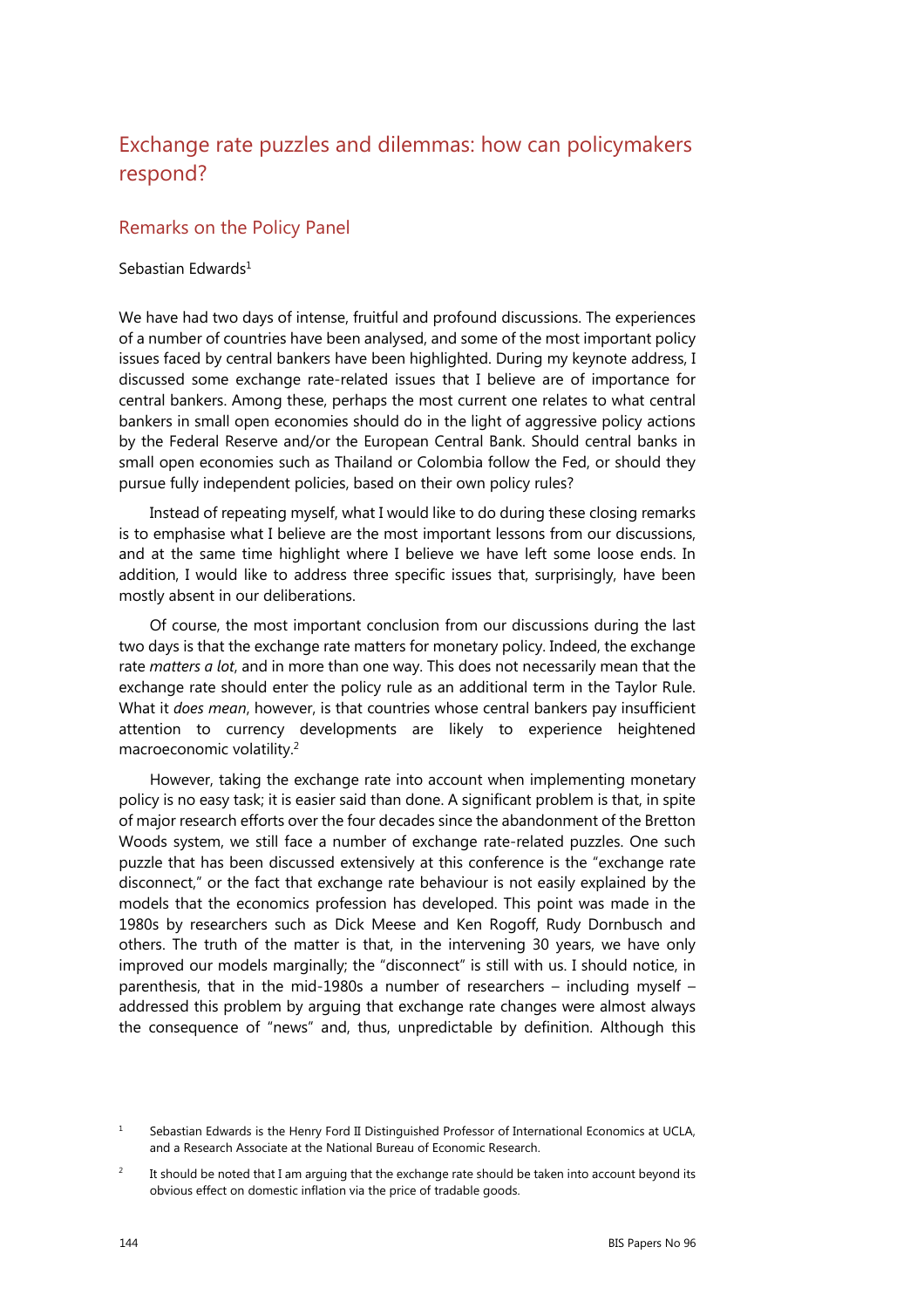# Exchange rate puzzles and dilemmas: how can policymakers respond?

## Remarks on the Policy Panel

Sebastian Edwards[1]

We have had two days of intense, fruitful and profound discussions. The experiences of a number of countries have been analysed, and some of the most important policy issues faced by central bankers have been highlighted. During my keynote address, I discussed some exchange rate-related issues that I believe are of importance for central bankers. Among these, perhaps the most current one relates to what central bankers in small open economies should do in the light of aggressive policy actions by the Federal Reserve and/or the European Central Bank. Should central banks in small open economies such as Thailand or Colombia follow the Fed, or should they pursue fully independent policies, based on their own policy rules?

Instead of repeating myself, what I would like to do during these closing remarks is to emphasise what I believe are the most important lessons from our discussions, and at the same time highlight where I believe we have left some loose ends. In addition, I would like to address three specific issues that, surprisingly, have been mostly absent in our deliberations.

Of course, the most important conclusion from our discussions during the last two days is that the exchange rate matters for monetary policy. Indeed, the exchange rate *matters a lot*, and in more than one way. This does not necessarily mean that the exchange rate should enter the policy rule as an additional term in the Taylor Rule. What it *does mean*, however, is that countries whose central bankers pay insufficient attention to currency developments are likely to experience heightened macroeconomic volatility.[2]

However, taking the exchange rate into account when implementing monetary policy is no easy task; it is easier said than done. A significant problem is that, in spite of major research efforts over the four decades since the abandonment of the Bretton Woods system, we still face a number of exchange rate-related puzzles. One such puzzle that has been discussed extensively at this conference is the "exchange rate disconnect," or the fact that exchange rate behaviour is not easily explained by the models that the economics profession has developed. This point was made in the 1980s by researchers such as Dick Meese and Ken Rogoff, Rudy Dornbusch and others. The truth of the matter is that, in the intervening 30 years, we have only improved our models marginally; the "disconnect" is still with us. I should notice, in parenthesis, that in the mid-1980s a number of researchers – including myself – addressed this problem by arguing that exchange rate changes were almost always the consequence of "news" and, thus, unpredictable by definition. Although this

[1] Sebastian Edwards is the Henry Ford II Distinguished Professor of International Economics at UCLA, and a Research Associate at the National Bureau of Economic Research.

[2] It should be noted that I am arguing that the exchange rate should be taken into account beyond its obvious effect on domestic inflation via the price of tradable goods.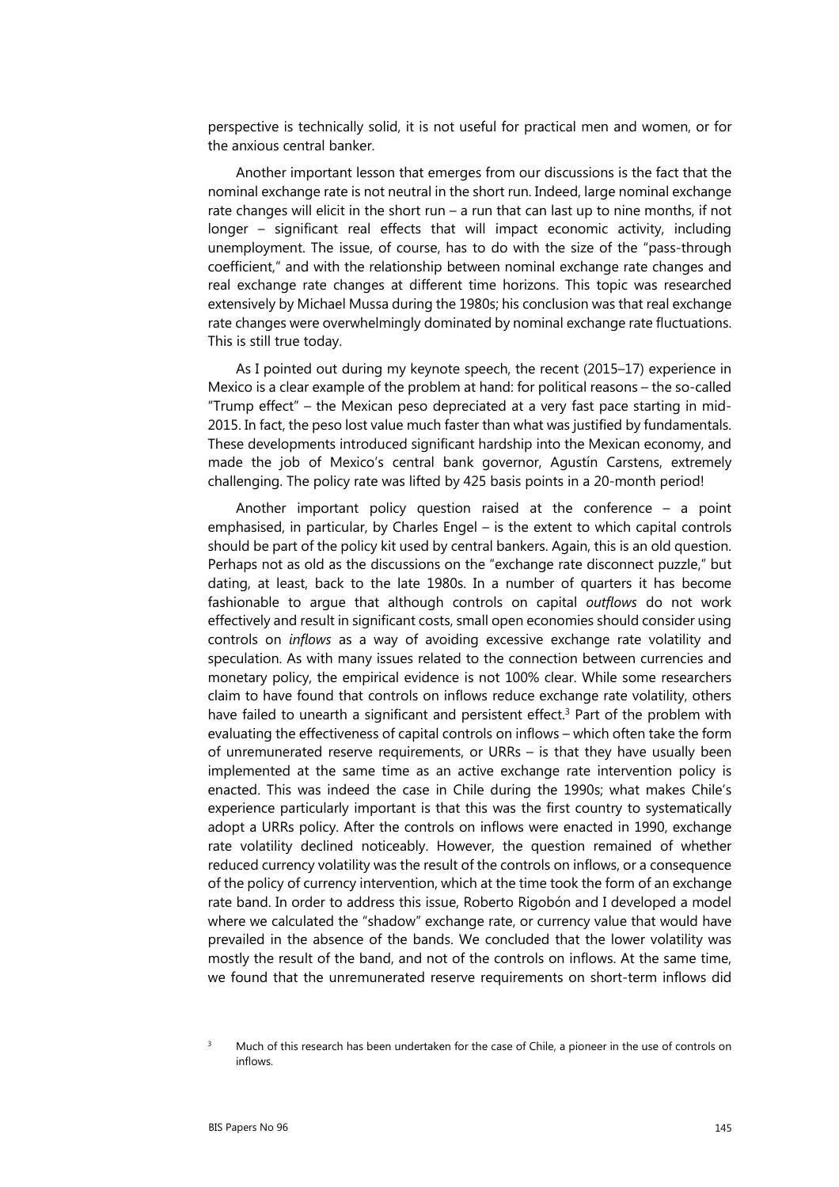perspective is technically solid, it is not useful for practical men and women, or for the anxious central banker.

Another important lesson that emerges from our discussions is the fact that the nominal exchange rate is not neutral in the short run. Indeed, large nominal exchange rate changes will elicit in the short run – a run that can last up to nine months, if not longer – significant real effects that will impact economic activity, including unemployment. The issue, of course, has to do with the size of the "pass-through coefficient," and with the relationship between nominal exchange rate changes and real exchange rate changes at different time horizons. This topic was researched extensively by Michael Mussa during the 1980s; his conclusion was that real exchange rate changes were overwhelmingly dominated by nominal exchange rate fluctuations. This is still true today.

As I pointed out during my keynote speech, the recent (2015–17) experience in Mexico is a clear example of the problem at hand: for political reasons – the so-called "Trump effect" – the Mexican peso depreciated at a very fast pace starting in mid-2015. In fact, the peso lost value much faster than what was justified by fundamentals. These developments introduced significant hardship into the Mexican economy, and made the job of Mexico's central bank governor, Agustín Carstens, extremely challenging. The policy rate was lifted by 425 basis points in a 20-month period!

Another important policy question raised at the conference – a point emphasised, in particular, by Charles Engel – is the extent to which capital controls should be part of the policy kit used by central bankers. Again, this is an old question. Perhaps not as old as the discussions on the "exchange rate disconnect puzzle," but dating, at least, back to the late 1980s. In a number of quarters it has become fashionable to argue that although controls on capital *outflows* do not work effectively and result in significant costs, small open economies should consider using controls on *inflows* as a way of avoiding excessive exchange rate volatility and speculation. As with many issues related to the connection between currencies and monetary policy, the empirical evidence is not 100% clear. While some researchers claim to have found that controls on inflows reduce exchange rate volatility, others have failed to unearth a significant and persistent effect.[3] Part of the problem with evaluating the effectiveness of capital controls on inflows – which often take the form of unremunerated reserve requirements, or URRs – is that they have usually been implemented at the same time as an active exchange rate intervention policy is enacted. This was indeed the case in Chile during the 1990s; what makes Chile's experience particularly important is that this was the first country to systematically adopt a URRs policy. After the controls on inflows were enacted in 1990, exchange rate volatility declined noticeably. However, the question remained of whether reduced currency volatility was the result of the controls on inflows, or a consequence of the policy of currency intervention, which at the time took the form of an exchange rate band. In order to address this issue, Roberto Rigobón and I developed a model where we calculated the "shadow" exchange rate, or currency value that would have prevailed in the absence of the bands. We concluded that the lower volatility was mostly the result of the band, and not of the controls on inflows. At the same time, we found that the unremunerated reserve requirements on short-term inflows did

[3] Much of this research has been undertaken for the case of Chile, a pioneer in the use of controls on inflows.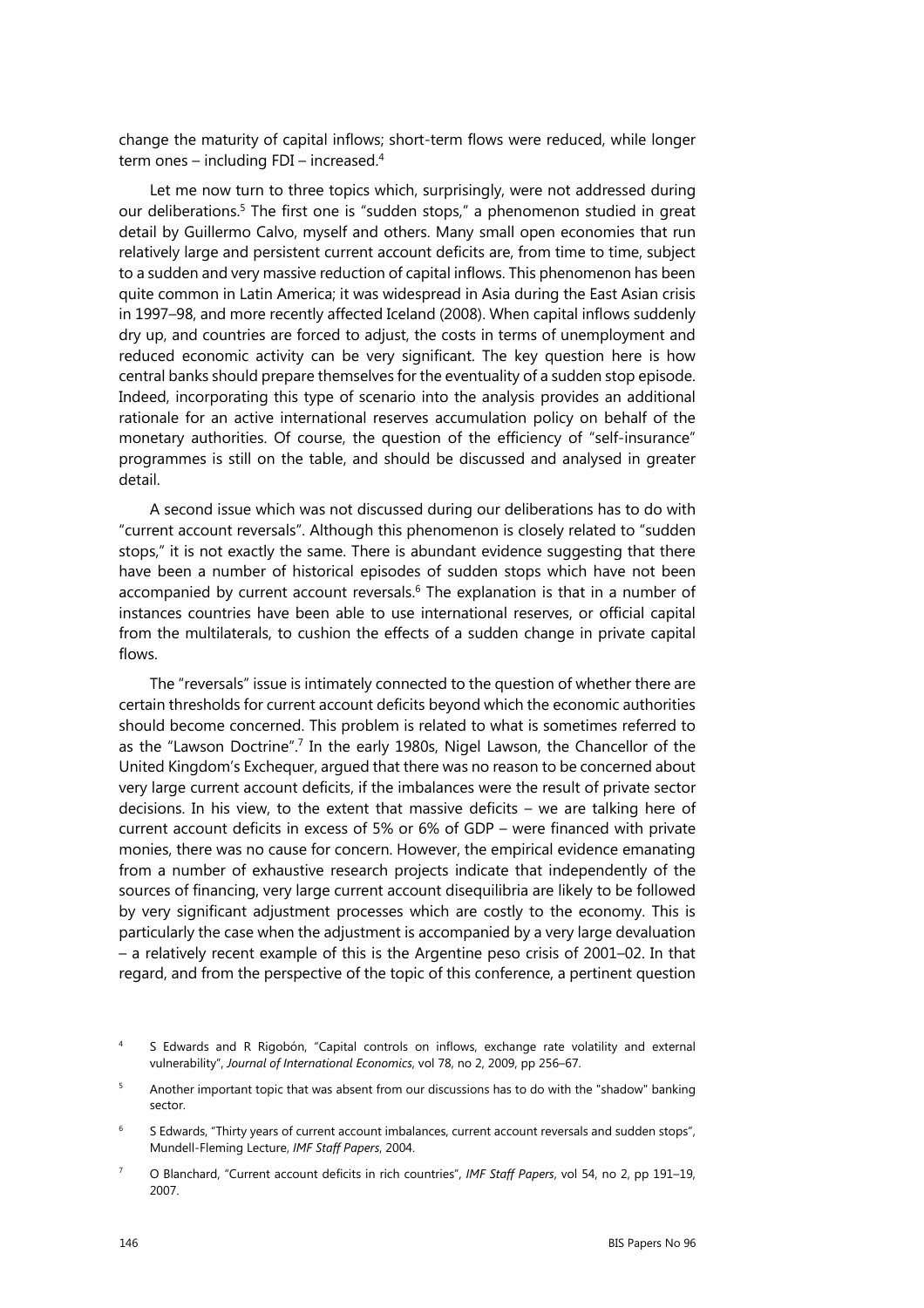change the maturity of capital inflows; short-term flows were reduced, while longer term ones – including FDI – increased.[4]

Let me now turn to three topics which, surprisingly, were not addressed during our deliberations.[5] The first one is "sudden stops," a phenomenon studied in great detail by Guillermo Calvo, myself and others. Many small open economies that run relatively large and persistent current account deficits are, from time to time, subject to a sudden and very massive reduction of capital inflows. This phenomenon has been quite common in Latin America; it was widespread in Asia during the East Asian crisis in 1997–98, and more recently affected Iceland (2008). When capital inflows suddenly dry up, and countries are forced to adjust, the costs in terms of unemployment and reduced economic activity can be very significant. The key question here is how central banks should prepare themselves for the eventuality of a sudden stop episode. Indeed, incorporating this type of scenario into the analysis provides an additional rationale for an active international reserves accumulation policy on behalf of the monetary authorities. Of course, the question of the efficiency of "self-insurance" programmes is still on the table, and should be discussed and analysed in greater detail.

A second issue which was not discussed during our deliberations has to do with "current account reversals". Although this phenomenon is closely related to "sudden stops," it is not exactly the same. There is abundant evidence suggesting that there have been a number of historical episodes of sudden stops which have not been accompanied by current account reversals.[6] The explanation is that in a number of instances countries have been able to use international reserves, or official capital from the multilaterals, to cushion the effects of a sudden change in private capital flows.

The "reversals" issue is intimately connected to the question of whether there are certain thresholds for current account deficits beyond which the economic authorities should become concerned. This problem is related to what is sometimes referred to as the "Lawson Doctrine".[7] In the early 1980s, Nigel Lawson, the Chancellor of the United Kingdom's Exchequer, argued that there was no reason to be concerned about very large current account deficits, if the imbalances were the result of private sector decisions. In his view, to the extent that massive deficits – we are talking here of current account deficits in excess of 5% or 6% of GDP – were financed with private monies, there was no cause for concern. However, the empirical evidence emanating from a number of exhaustive research projects indicate that independently of the sources of financing, very large current account disequilibria are likely to be followed by very significant adjustment processes which are costly to the economy. This is particularly the case when the adjustment is accompanied by a very large devaluation – a relatively recent example of this is the Argentine peso crisis of 2001–02. In that regard, and from the perspective of the topic of this conference, a pertinent question

---

[4] S Edwards and R Rigobón, "Capital controls on inflows, exchange rate volatility and external vulnerability", *Journal of International Economics*, vol 78, no 2, 2009, pp 256–67.

[5] Another important topic that was absent from our discussions has to do with the "shadow" banking sector.

[6] S Edwards, "Thirty years of current account imbalances, current account reversals and sudden stops", Mundell-Fleming Lecture, *IMF Staff Papers*, 2004.

[7] O Blanchard, "Current account deficits in rich countries", *IMF Staff Papers*, vol 54, no 2, pp 191–19, 2007.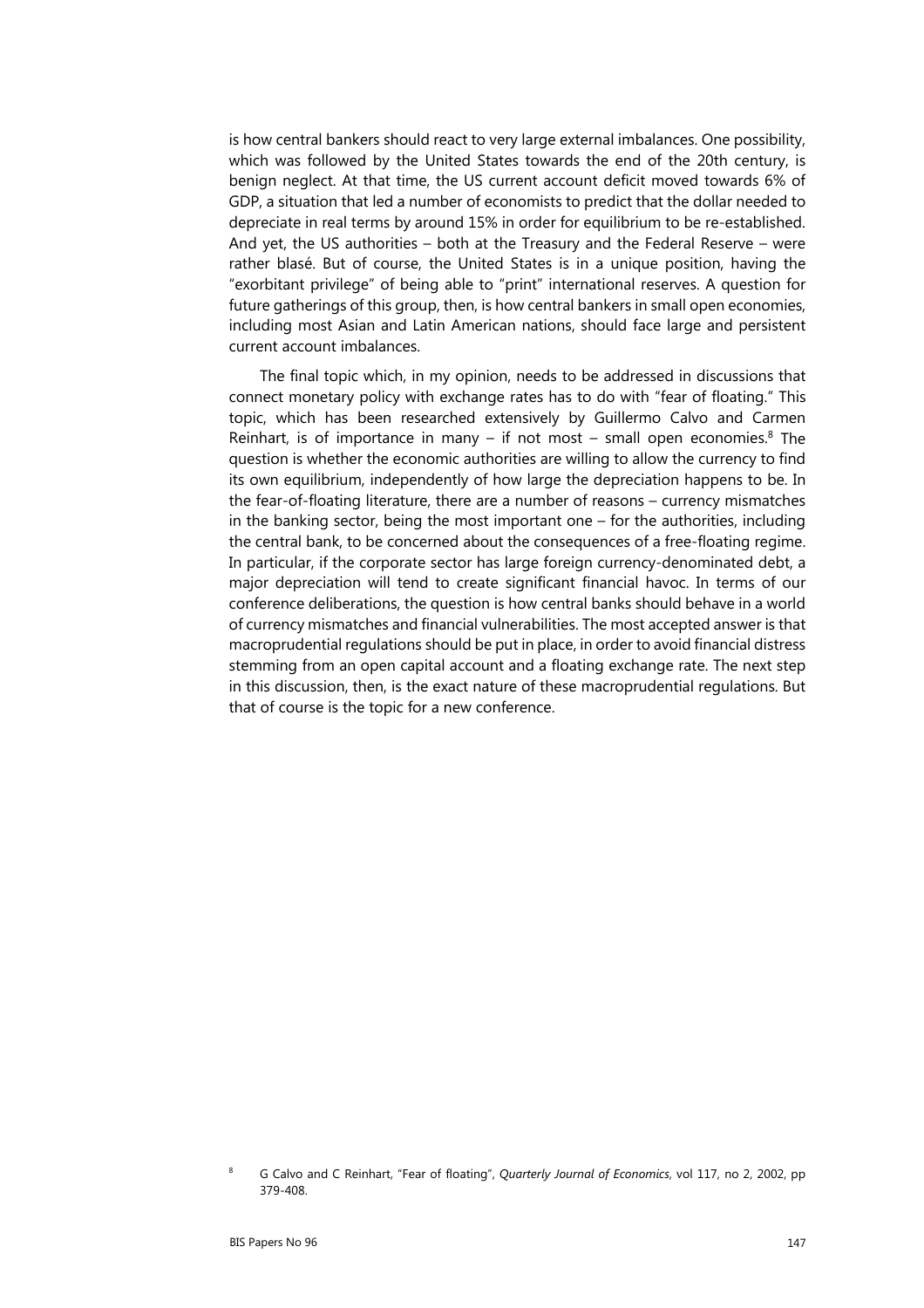is how central bankers should react to very large external imbalances. One possibility, which was followed by the United States towards the end of the 20th century, is benign neglect. At that time, the US current account deficit moved towards 6% of GDP, a situation that led a number of economists to predict that the dollar needed to depreciate in real terms by around 15% in order for equilibrium to be re-established. And yet, the US authorities – both at the Treasury and the Federal Reserve – were rather blasé. But of course, the United States is in a unique position, having the "exorbitant privilege" of being able to "print" international reserves. A question for future gatherings of this group, then, is how central bankers in small open economies, including most Asian and Latin American nations, should face large and persistent current account imbalances.

The final topic which, in my opinion, needs to be addressed in discussions that connect monetary policy with exchange rates has to do with "fear of floating." This topic, which has been researched extensively by Guillermo Calvo and Carmen Reinhart, is of importance in many – if not most – small open economies.[8] The question is whether the economic authorities are willing to allow the currency to find its own equilibrium, independently of how large the depreciation happens to be. In the fear-of-floating literature, there are a number of reasons – currency mismatches in the banking sector, being the most important one – for the authorities, including the central bank, to be concerned about the consequences of a free-floating regime. In particular, if the corporate sector has large foreign currency-denominated debt, a major depreciation will tend to create significant financial havoc. In terms of our conference deliberations, the question is how central banks should behave in a world of currency mismatches and financial vulnerabilities. The most accepted answer is that macroprudential regulations should be put in place, in order to avoid financial distress stemming from an open capital account and a floating exchange rate. The next step in this discussion, then, is the exact nature of these macroprudential regulations. But that of course is the topic for a new conference.

[8] G Calvo and C Reinhart, "Fear of floating", *Quarterly Journal of Economics*, vol 117, no 2, 2002, pp 379-408.